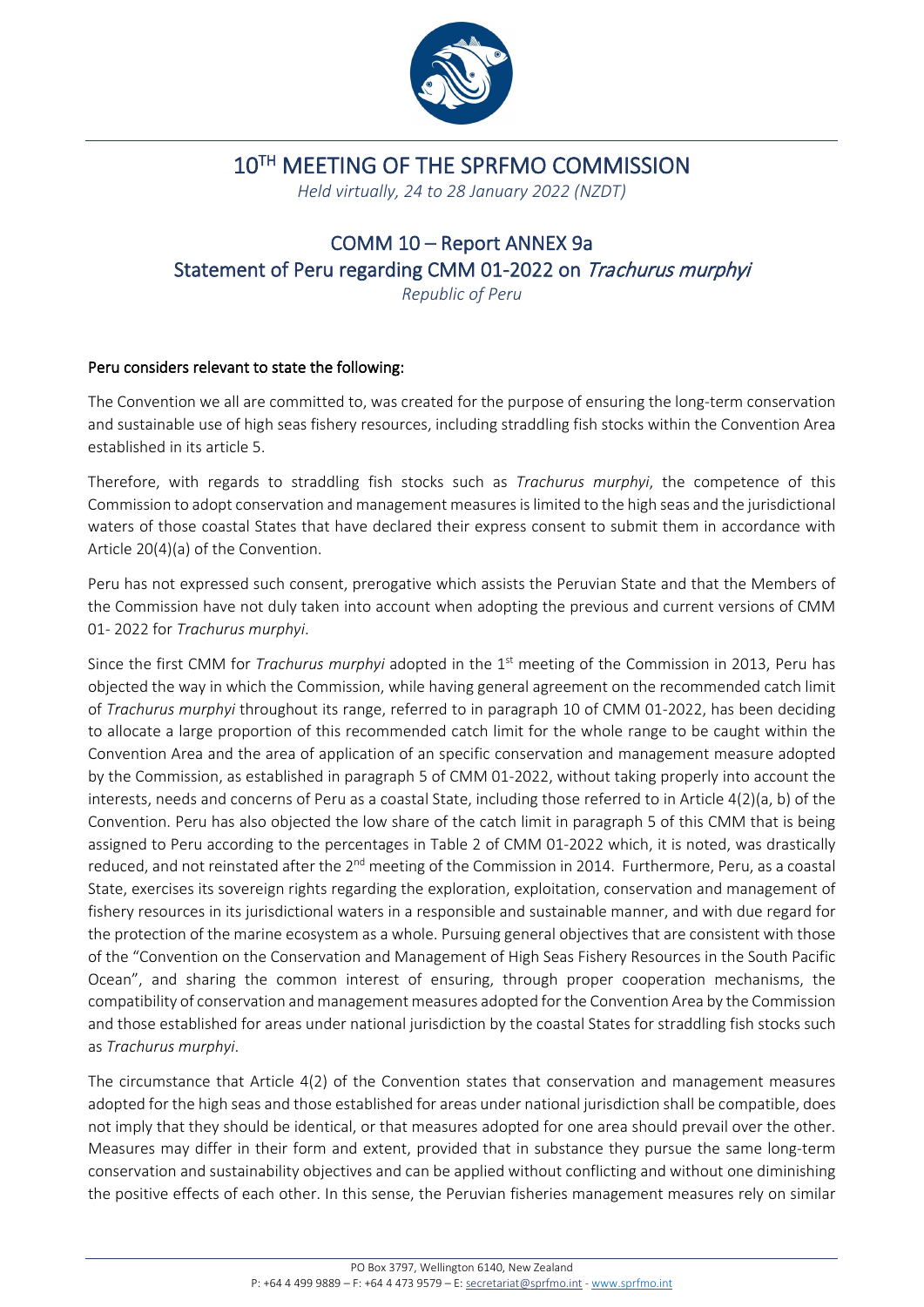# 10[TH] MEETING OF THE SPRFMO COMMISSION

*Held virtually, 24 to 28 January 2022 (NZDT)*

## COMM 10 – Report ANNEX 9a
## Statement of Peru regarding CMM 01-2022 on *Trachurus murphyi*

*Republic of Peru*

### Peru considers relevant to state the following:

The Convention we all are committed to, was created for the purpose of ensuring the long-term conservation and sustainable use of high seas fishery resources, including straddling fish stocks within the Convention Area established in its article 5.

Therefore, with regards to straddling fish stocks such as *Trachurus murphyi*, the competence of this Commission to adopt conservation and management measures is limited to the high seas and the jurisdictional waters of those coastal States that have declared their express consent to submit them in accordance with Article 20(4)(a) of the Convention.

Peru has not expressed such consent, prerogative which assists the Peruvian State and that the Members of the Commission have not duly taken into account when adopting the previous and current versions of CMM 01- 2022 for *Trachurus murphyi*.

Since the first CMM for *Trachurus murphyi* adopted in the 1[st] meeting of the Commission in 2013, Peru has objected the way in which the Commission, while having general agreement on the recommended catch limit of *Trachurus murphyi* throughout its range, referred to in paragraph 10 of CMM 01-2022, has been deciding to allocate a large proportion of this recommended catch limit for the whole range to be caught within the Convention Area and the area of application of an specific conservation and management measure adopted by the Commission, as established in paragraph 5 of CMM 01-2022, without taking properly into account the interests, needs and concerns of Peru as a coastal State, including those referred to in Article 4(2)(a, b) of the Convention. Peru has also objected the low share of the catch limit in paragraph 5 of this CMM that is being assigned to Peru according to the percentages in Table 2 of CMM 01-2022 which, it is noted, was drastically reduced, and not reinstated after the 2[nd] meeting of the Commission in 2014. Furthermore, Peru, as a coastal State, exercises its sovereign rights regarding the exploration, exploitation, conservation and management of fishery resources in its jurisdictional waters in a responsible and sustainable manner, and with due regard for the protection of the marine ecosystem as a whole. Pursuing general objectives that are consistent with those of the "Convention on the Conservation and Management of High Seas Fishery Resources in the South Pacific Ocean", and sharing the common interest of ensuring, through proper cooperation mechanisms, the compatibility of conservation and management measures adopted for the Convention Area by the Commission and those established for areas under national jurisdiction by the coastal States for straddling fish stocks such as *Trachurus murphyi*.

The circumstance that Article 4(2) of the Convention states that conservation and management measures adopted for the high seas and those established for areas under national jurisdiction shall be compatible, does not imply that they should be identical, or that measures adopted for one area should prevail over the other. Measures may differ in their form and extent, provided that in substance they pursue the same long-term conservation and sustainability objectives and can be applied without conflicting and without one diminishing the positive effects of each other. In this sense, the Peruvian fisheries management measures rely on similar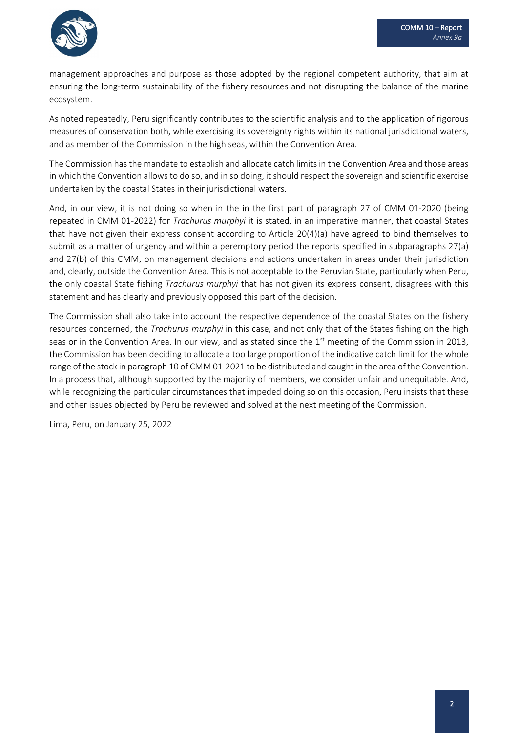management approaches and purpose as those adopted by the regional competent authority, that aim at ensuring the long-term sustainability of the fishery resources and not disrupting the balance of the marine ecosystem.

As noted repeatedly, Peru significantly contributes to the scientific analysis and to the application of rigorous measures of conservation both, while exercising its sovereignty rights within its national jurisdictional waters, and as member of the Commission in the high seas, within the Convention Area.

The Commission has the mandate to establish and allocate catch limits in the Convention Area and those areas in which the Convention allows to do so, and in so doing, it should respect the sovereign and scientific exercise undertaken by the coastal States in their jurisdictional waters.

And, in our view, it is not doing so when in the in the first part of paragraph 27 of CMM 01-2020 (being repeated in CMM 01-2022) for *Trachurus murphyi* it is stated, in an imperative manner, that coastal States that have not given their express consent according to Article 20(4)(a) have agreed to bind themselves to submit as a matter of urgency and within a peremptory period the reports specified in subparagraphs 27(a) and 27(b) of this CMM, on management decisions and actions undertaken in areas under their jurisdiction and, clearly, outside the Convention Area. This is not acceptable to the Peruvian State, particularly when Peru, the only coastal State fishing *Trachurus murphyi* that has not given its express consent, disagrees with this statement and has clearly and previously opposed this part of the decision.

The Commission shall also take into account the respective dependence of the coastal States on the fishery resources concerned, the *Trachurus murphyi* in this case, and not only that of the States fishing on the high seas or in the Convention Area. In our view, and as stated since the 1st meeting of the Commission in 2013, the Commission has been deciding to allocate a too large proportion of the indicative catch limit for the whole range of the stock in paragraph 10 of CMM 01-2021 to be distributed and caught in the area of the Convention. In a process that, although supported by the majority of members, we consider unfair and unequitable. And, while recognizing the particular circumstances that impeded doing so on this occasion, Peru insists that these and other issues objected by Peru be reviewed and solved at the next meeting of the Commission.

Lima, Peru, on January 25, 2022